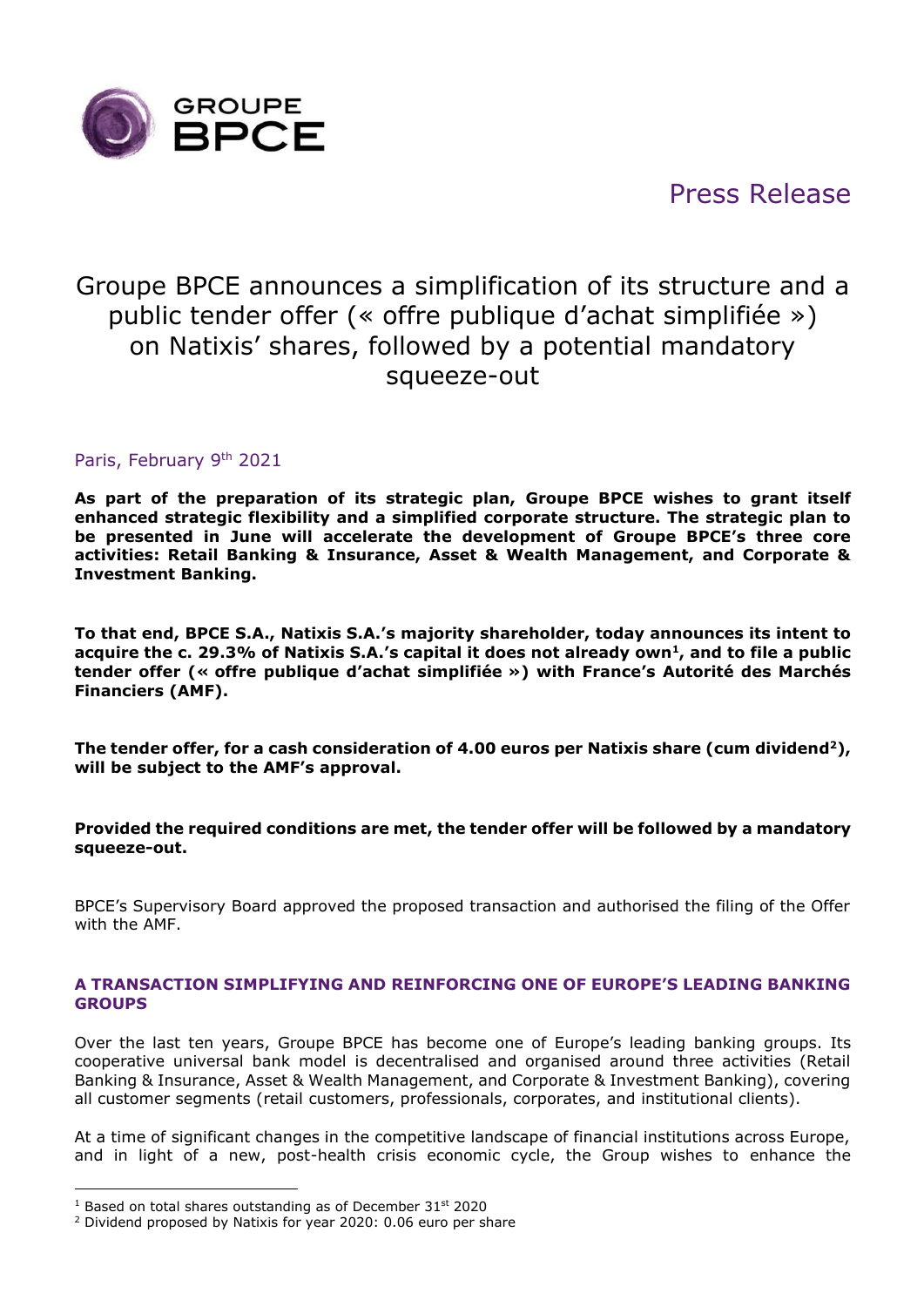GROUPE BPCE

Press Release

# Groupe BPCE announces a simplification of its structure and a public tender offer (« offre publique d'achat simplifiée ») on Natixis' shares, followed by a potential mandatory squeeze-out

Paris, February 9th 2021

**As part of the preparation of its strategic plan, Groupe BPCE wishes to grant itself enhanced strategic flexibility and a simplified corporate structure. The strategic plan to be presented in June will accelerate the development of Groupe BPCE's three core activities: Retail Banking & Insurance, Asset & Wealth Management, and Corporate & Investment Banking.**

**To that end, BPCE S.A., Natixis S.A.'s majority shareholder, today announces its intent to acquire the c. 29.3% of Natixis S.A.'s capital it does not already own[1], and to file a public tender offer (« offre publique d'achat simplifiée ») with France's Autorité des Marchés Financiers (AMF).**

**The tender offer, for a cash consideration of 4.00 euros per Natixis share (cum dividend[2]), will be subject to the AMF's approval.**

**Provided the required conditions are met, the tender offer will be followed by a mandatory squeeze-out.**

BPCE's Supervisory Board approved the proposed transaction and authorised the filing of the Offer with the AMF.

## A TRANSACTION SIMPLIFYING AND REINFORCING ONE OF EUROPE'S LEADING BANKING GROUPS

Over the last ten years, Groupe BPCE has become one of Europe's leading banking groups. Its cooperative universal bank model is decentralised and organised around three activities (Retail Banking & Insurance, Asset & Wealth Management, and Corporate & Investment Banking), covering all customer segments (retail customers, professionals, corporates, and institutional clients).

At a time of significant changes in the competitive landscape of financial institutions across Europe, and in light of a new, post-health crisis economic cycle, the Group wishes to enhance the

---

[1] Based on total shares outstanding as of December 31st 2020

[2] Dividend proposed by Natixis for year 2020: 0.06 euro per share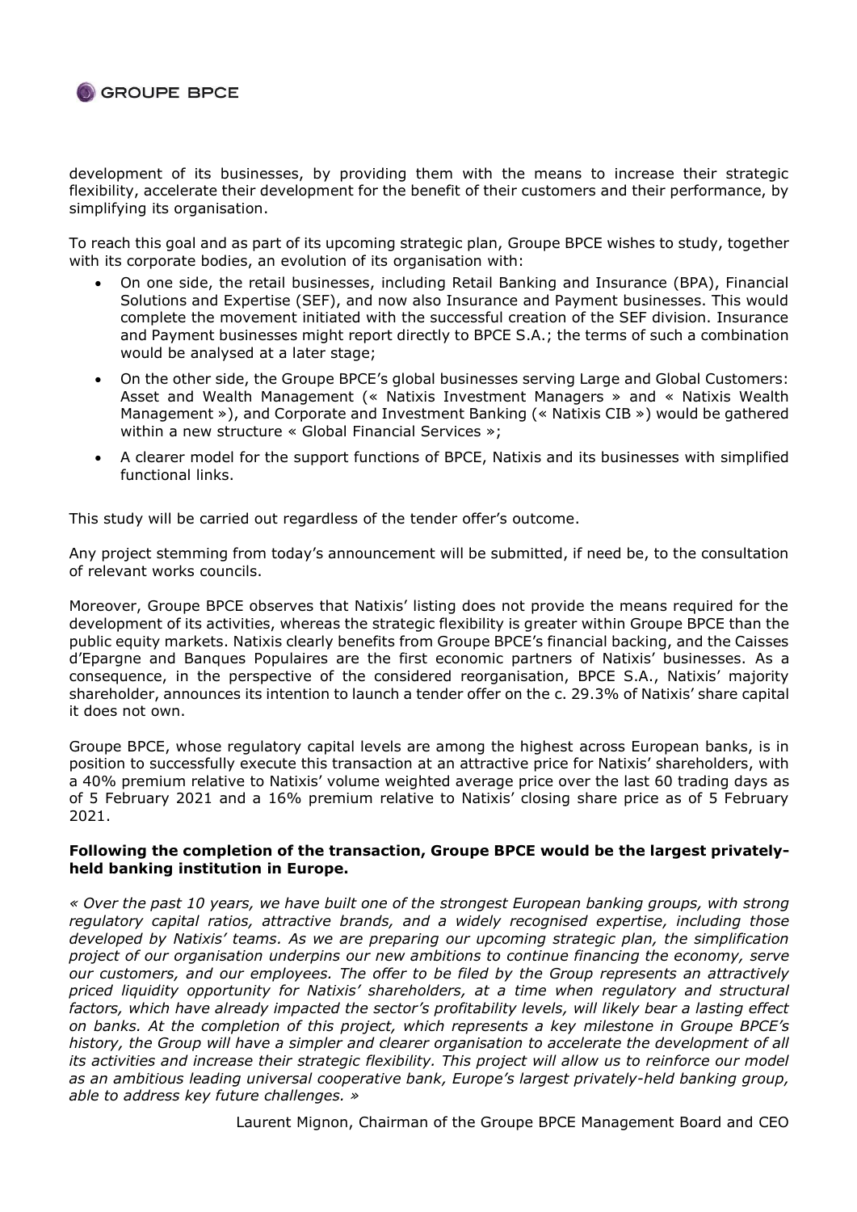development of its businesses, by providing them with the means to increase their strategic flexibility, accelerate their development for the benefit of their customers and their performance, by simplifying its organisation.

To reach this goal and as part of its upcoming strategic plan, Groupe BPCE wishes to study, together with its corporate bodies, an evolution of its organisation with:

- On one side, the retail businesses, including Retail Banking and Insurance (BPA), Financial Solutions and Expertise (SEF), and now also Insurance and Payment businesses. This would complete the movement initiated with the successful creation of the SEF division. Insurance and Payment businesses might report directly to BPCE S.A.; the terms of such a combination would be analysed at a later stage;
- On the other side, the Groupe BPCE's global businesses serving Large and Global Customers: Asset and Wealth Management (« Natixis Investment Managers » and « Natixis Wealth Management »), and Corporate and Investment Banking (« Natixis CIB ») would be gathered within a new structure « Global Financial Services »;
- A clearer model for the support functions of BPCE, Natixis and its businesses with simplified functional links.

This study will be carried out regardless of the tender offer's outcome.

Any project stemming from today's announcement will be submitted, if need be, to the consultation of relevant works councils.

Moreover, Groupe BPCE observes that Natixis' listing does not provide the means required for the development of its activities, whereas the strategic flexibility is greater within Groupe BPCE than the public equity markets. Natixis clearly benefits from Groupe BPCE's financial backing, and the Caisses d'Epargne and Banques Populaires are the first economic partners of Natixis' businesses. As a consequence, in the perspective of the considered reorganisation, BPCE S.A., Natixis' majority shareholder, announces its intention to launch a tender offer on the c. 29.3% of Natixis' share capital it does not own.

Groupe BPCE, whose regulatory capital levels are among the highest across European banks, is in position to successfully execute this transaction at an attractive price for Natixis' shareholders, with a 40% premium relative to Natixis' volume weighted average price over the last 60 trading days as of 5 February 2021 and a 16% premium relative to Natixis' closing share price as of 5 February 2021.

**Following the completion of the transaction, Groupe BPCE would be the largest privately-held banking institution in Europe.**

*« Over the past 10 years, we have built one of the strongest European banking groups, with strong regulatory capital ratios, attractive brands, and a widely recognised expertise, including those developed by Natixis' teams. As we are preparing our upcoming strategic plan, the simplification project of our organisation underpins our new ambitions to continue financing the economy, serve our customers, and our employees. The offer to be filed by the Group represents an attractively priced liquidity opportunity for Natixis' shareholders, at a time when regulatory and structural factors, which have already impacted the sector's profitability levels, will likely bear a lasting effect on banks. At the completion of this project, which represents a key milestone in Groupe BPCE's history, the Group will have a simpler and clearer organisation to accelerate the development of all its activities and increase their strategic flexibility. This project will allow us to reinforce our model as an ambitious leading universal cooperative bank, Europe's largest privately-held banking group, able to address key future challenges. »*

Laurent Mignon, Chairman of the Groupe BPCE Management Board and CEO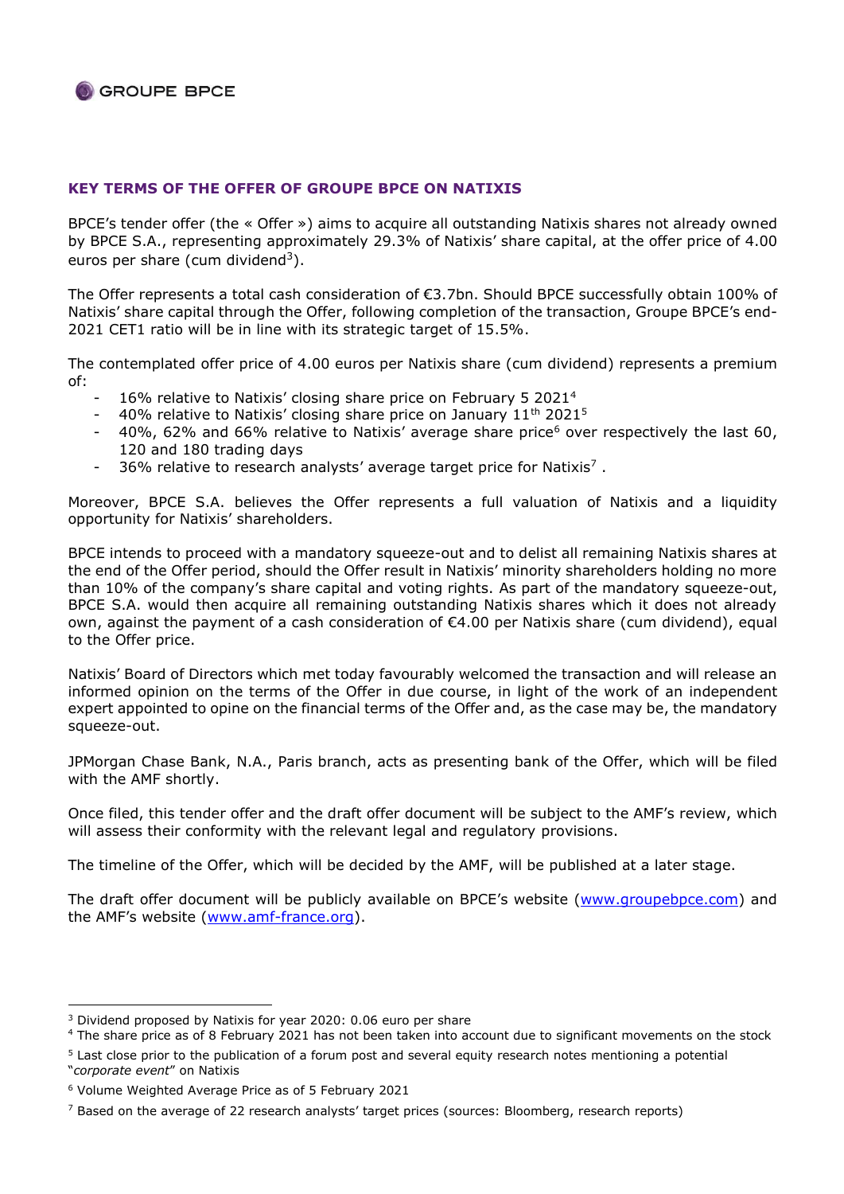## KEY TERMS OF THE OFFER OF GROUPE BPCE ON NATIXIS

BPCE's tender offer (the « Offer ») aims to acquire all outstanding Natixis shares not already owned by BPCE S.A., representing approximately 29.3% of Natixis' share capital, at the offer price of 4.00 euros per share (cum dividend[3]).

The Offer represents a total cash consideration of €3.7bn. Should BPCE successfully obtain 100% of Natixis' share capital through the Offer, following completion of the transaction, Groupe BPCE's end-2021 CET1 ratio will be in line with its strategic target of 15.5%.

The contemplated offer price of 4.00 euros per Natixis share (cum dividend) represents a premium of:

- 16% relative to Natixis' closing share price on February 5 2021[4]
- 40% relative to Natixis' closing share price on January 11th 2021[5]
- 40%, 62% and 66% relative to Natixis' average share price[6] over respectively the last 60, 120 and 180 trading days
- 36% relative to research analysts' average target price for Natixis[7] .

Moreover, BPCE S.A. believes the Offer represents a full valuation of Natixis and a liquidity opportunity for Natixis' shareholders.

BPCE intends to proceed with a mandatory squeeze-out and to delist all remaining Natixis shares at the end of the Offer period, should the Offer result in Natixis' minority shareholders holding no more than 10% of the company's share capital and voting rights. As part of the mandatory squeeze-out, BPCE S.A. would then acquire all remaining outstanding Natixis shares which it does not already own, against the payment of a cash consideration of €4.00 per Natixis share (cum dividend), equal to the Offer price.

Natixis' Board of Directors which met today favourably welcomed the transaction and will release an informed opinion on the terms of the Offer in due course, in light of the work of an independent expert appointed to opine on the financial terms of the Offer and, as the case may be, the mandatory squeeze-out.

JPMorgan Chase Bank, N.A., Paris branch, acts as presenting bank of the Offer, which will be filed with the AMF shortly.

Once filed, this tender offer and the draft offer document will be subject to the AMF's review, which will assess their conformity with the relevant legal and regulatory provisions.

The timeline of the Offer, which will be decided by the AMF, will be published at a later stage.

The draft offer document will be publicly available on BPCE's website (www.groupebpce.com) and the AMF's website (www.amf-france.org).

---

[3] Dividend proposed by Natixis for year 2020: 0.06 euro per share

[4] The share price as of 8 February 2021 has not been taken into account due to significant movements on the stock

[5] Last close prior to the publication of a forum post and several equity research notes mentioning a potential "*corporate event*" on Natixis

[6] Volume Weighted Average Price as of 5 February 2021

[7] Based on the average of 22 research analysts' target prices (sources: Bloomberg, research reports)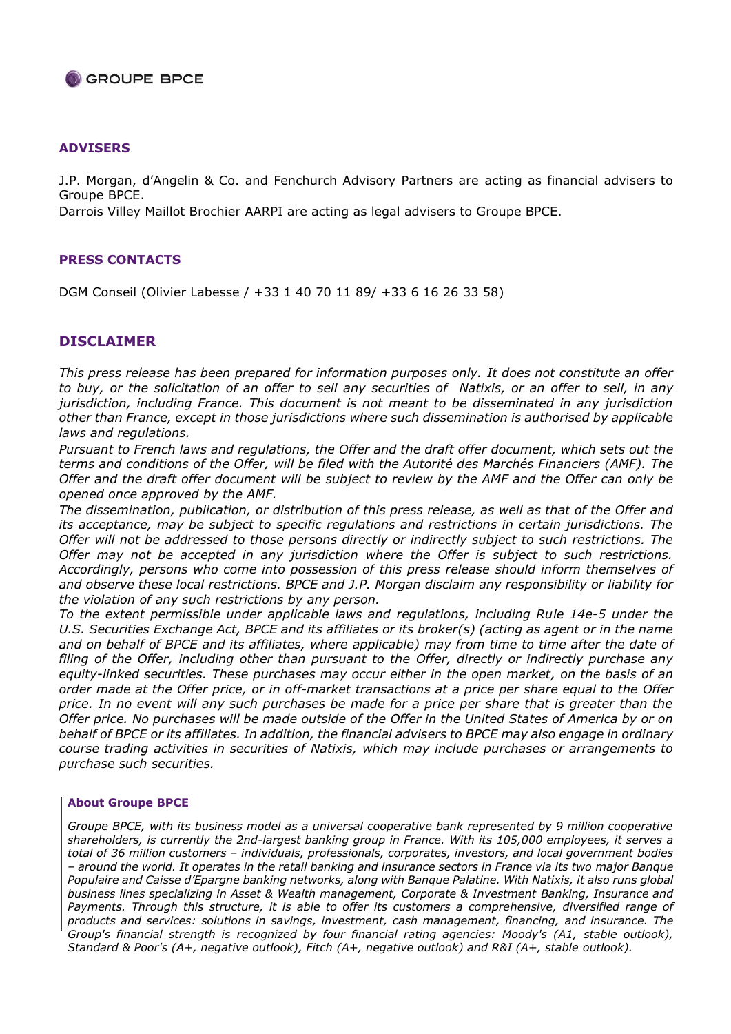## ADVISERS

J.P. Morgan, d'Angelin & Co. and Fenchurch Advisory Partners are acting as financial advisers to Groupe BPCE.

Darrois Villey Maillot Brochier AARPI are acting as legal advisers to Groupe BPCE.

## PRESS CONTACTS

DGM Conseil (Olivier Labesse / +33 1 40 70 11 89/ +33 6 16 26 33 58)

## DISCLAIMER

*This press release has been prepared for information purposes only. It does not constitute an offer to buy, or the solicitation of an offer to sell any securities of Natixis, or an offer to sell, in any jurisdiction, including France. This document is not meant to be disseminated in any jurisdiction other than France, except in those jurisdictions where such dissemination is authorised by applicable laws and regulations.*

*Pursuant to French laws and regulations, the Offer and the draft offer document, which sets out the terms and conditions of the Offer, will be filed with the Autorité des Marchés Financiers (AMF). The Offer and the draft offer document will be subject to review by the AMF and the Offer can only be opened once approved by the AMF.*

*The dissemination, publication, or distribution of this press release, as well as that of the Offer and its acceptance, may be subject to specific regulations and restrictions in certain jurisdictions. The Offer will not be addressed to those persons directly or indirectly subject to such restrictions. The Offer may not be accepted in any jurisdiction where the Offer is subject to such restrictions. Accordingly, persons who come into possession of this press release should inform themselves of and observe these local restrictions. BPCE and J.P. Morgan disclaim any responsibility or liability for the violation of any such restrictions by any person.*

*To the extent permissible under applicable laws and regulations, including Rule 14e-5 under the U.S. Securities Exchange Act, BPCE and its affiliates or its broker(s) (acting as agent or in the name and on behalf of BPCE and its affiliates, where applicable) may from time to time after the date of filing of the Offer, including other than pursuant to the Offer, directly or indirectly purchase any equity-linked securities. These purchases may occur either in the open market, on the basis of an order made at the Offer price, or in off-market transactions at a price per share equal to the Offer price. In no event will any such purchases be made for a price per share that is greater than the Offer price. No purchases will be made outside of the Offer in the United States of America by or on behalf of BPCE or its affiliates. In addition, the financial advisers to BPCE may also engage in ordinary course trading activities in securities of Natixis, which may include purchases or arrangements to purchase such securities.*

**About Groupe BPCE**

*Groupe BPCE, with its business model as a universal cooperative bank represented by 9 million cooperative shareholders, is currently the 2nd-largest banking group in France. With its 105,000 employees, it serves a total of 36 million customers – individuals, professionals, corporates, investors, and local government bodies – around the world. It operates in the retail banking and insurance sectors in France via its two major Banque Populaire and Caisse d'Epargne banking networks, along with Banque Palatine. With Natixis, it also runs global business lines specializing in Asset & Wealth management, Corporate & Investment Banking, Insurance and Payments. Through this structure, it is able to offer its customers a comprehensive, diversified range of products and services: solutions in savings, investment, cash management, financing, and insurance. The Group's financial strength is recognized by four financial rating agencies: Moody's (A1, stable outlook), Standard & Poor's (A+, negative outlook), Fitch (A+, negative outlook) and R&I (A+, stable outlook).*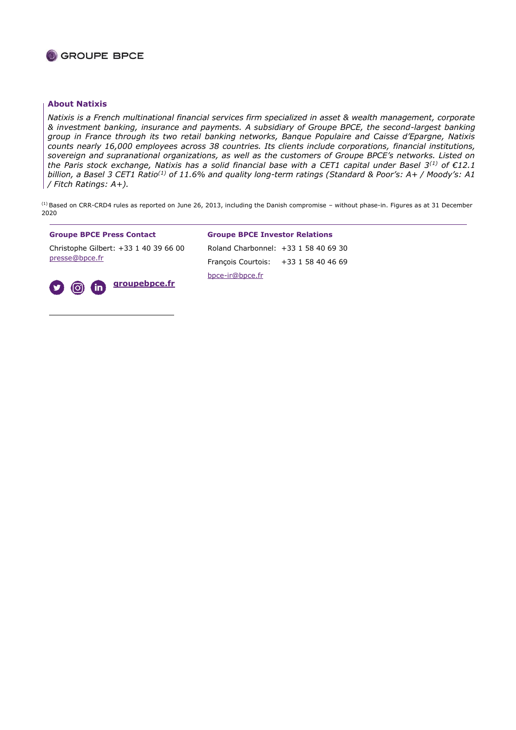## About Natixis

*Natixis is a French multinational financial services firm specialized in asset & wealth management, corporate & investment banking, insurance and payments. A subsidiary of Groupe BPCE, the second-largest banking group in France through its two retail banking networks, Banque Populaire and Caisse d'Epargne, Natixis counts nearly 16,000 employees across 38 countries. Its clients include corporations, financial institutions, sovereign and supranational organizations, as well as the customers of Groupe BPCE's networks. Listed on the Paris stock exchange, Natixis has a solid financial base with a CET1 capital under Basel 3*[(1)] *of €12.1 billion, a Basel 3 CET1 Ratio*[(1)] *of 11.6% and quality long-term ratings (Standard & Poor's: A+ / Moody's: A1 / Fitch Ratings: A+).*

[(1)] Based on CRR-CRD4 rules as reported on June 26, 2013, including the Danish compromise – without phase-in. Figures as at 31 December 2020

---

**Groupe BPCE Press Contact**

Christophe Gilbert: +33 1 40 39 66 00

presse@bpce.fr

**groupebpce.fr**

**Groupe BPCE Investor Relations**

Roland Charbonnel: +33 1 58 40 69 30

François Courtois: +33 1 58 40 46 69

bpce-ir@bpce.fr